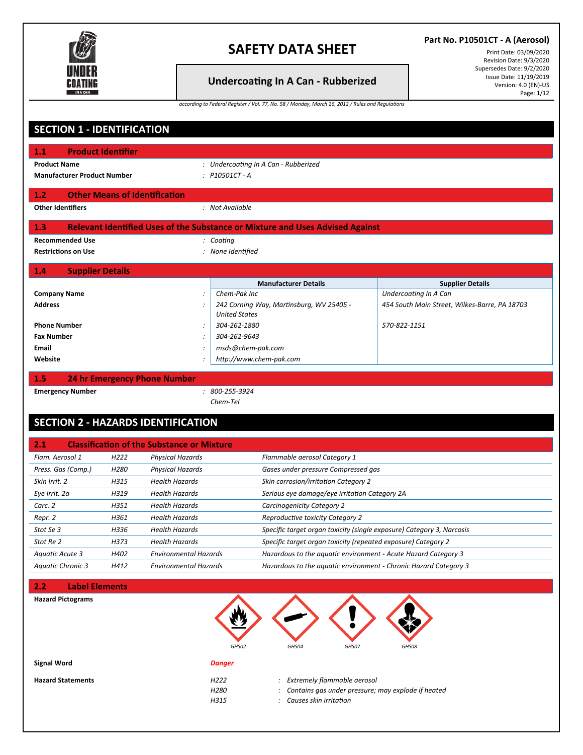# SAFETY DATA SHEET

## Undercoating In A Can - Rubberized

**Part No. P10501CT - A (Aerosol)**

Print Date: 03/09/2020
Revision Date: 9/3/2020
Supersedes Date: 9/2/2020
Issue Date: 11/19/2019
Version: 4.0 (EN)-US

*according to Federal Register / Vol. 77, No. 58 / Monday, March 26, 2012 / Rules and Regulations*

## SECTION 1 - IDENTIFICATION

### 1.1 Product Identifier

**Product Name** : *Undercoating In A Can - Rubberized*

**Manufacturer Product Number** : *P10501CT - A*

### 1.2 Other Means of Identification

**Other Identifiers** : *Not Available*

### 1.3 Relevant Identified Uses of the Substance or Mixture and Uses Advised Against

**Recommended Use** : *Coating*

**Restrictions on Use** : *None Identified*

### 1.4 Supplier Details

| | Manufacturer Details | Supplier Details |
|---|---|---|
| **Company Name** | *Chem-Pak Inc* | *Undercoating In A Can* |
| **Address** | *242 Corning Way, Martinsburg, WV 25405 - United States* | *454 South Main Street, Wilkes-Barre, PA 18703* |
| **Phone Number** | *304-262-1880* | *570-822-1151* |
| **Fax Number** | *304-262-9643* | |
| **Email** | *msds@chem-pak.com* | |
| **Website** | *http://www.chem-pak.com* | |

### 1.5 24 hr Emergency Phone Number

**Emergency Number** : *800-255-3924*
*Chem-Tel*

## SECTION 2 - HAZARDS IDENTIFICATION

### 2.1 Classification of the Substance or Mixture

| | | | |
|---|---|---|---|
| *Flam. Aerosol 1* | *H222* | *Physical Hazards* | *Flammable aerosol Category 1* |
| *Press. Gas (Comp.)* | *H280* | *Physical Hazards* | *Gases under pressure Compressed gas* |
| *Skin Irrit. 2* | *H315* | *Health Hazards* | *Skin corrosion/irritation Category 2* |
| *Eye Irrit. 2a* | *H319* | *Health Hazards* | *Serious eye damage/eye irritation Category 2A* |
| *Carc. 2* | *H351* | *Health Hazards* | *Carcinogenicity Category 2* |
| *Repr. 2* | *H361* | *Health Hazards* | *Reproductive toxicity Category 2* |
| *Stot Se 3* | *H336* | *Health Hazards* | *Specific target organ toxicity (single exposure) Category 3, Narcosis* |
| *Stot Re 2* | *H373* | *Health Hazards* | *Specific target organ toxicity (repeated exposure) Category 2* |
| *Aquatic Acute 3* | *H402* | *Environmental Hazards* | *Hazardous to the aquatic environment - Acute Hazard Category 3* |
| *Aquatic Chronic 3* | *H412* | *Environmental Hazards* | *Hazardous to the aquatic environment - Chronic Hazard Category 3* |

### 2.2 Label Elements

**Hazard Pictograms**

GHS02 GHS04 GHS07 GHS08

**Signal Word** *Danger*

**Hazard Statements**

| | |
|---|---|
| H222 | : *Extremely flammable aerosol* |
| H280 | : *Contains gas under pressure; may explode if heated* |
| H315 | : *Causes skin irritation* |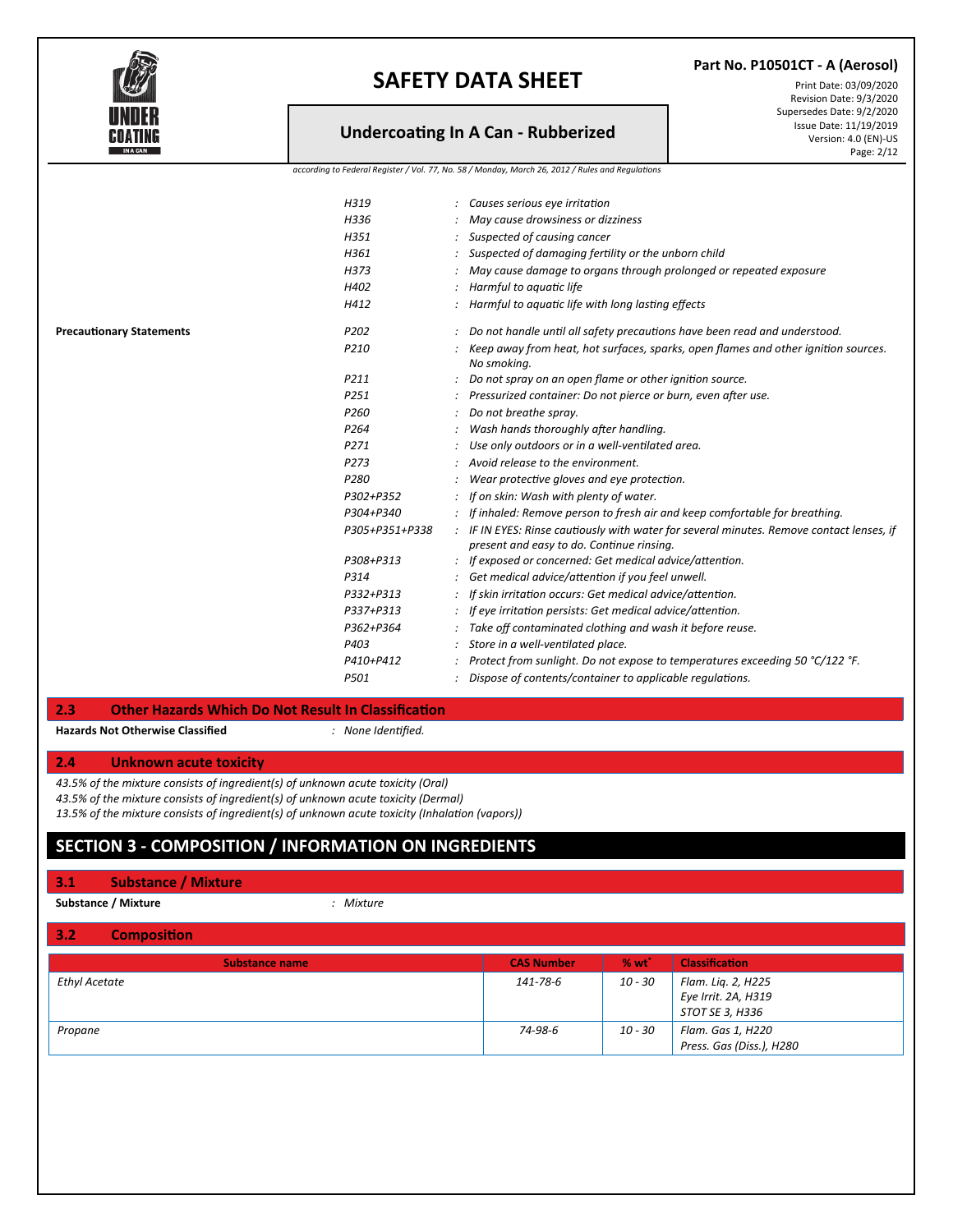| | | |
|---|---|---|
| H319 | : | *Causes serious eye irritation* |
| H336 | : | *May cause drowsiness or dizziness* |
| H351 | : | *Suspected of causing cancer* |
| H361 | : | *Suspected of damaging fertility or the unborn child* |
| H373 | : | *May cause damage to organs through prolonged or repeated exposure* |
| H402 | : | *Harmful to aquatic life* |
| H412 | : | *Harmful to aquatic life with long lasting effects* |

**Precautionary Statements**

| | | |
|---|---|---|
| P202 | : | *Do not handle until all safety precautions have been read and understood.* |
| P210 | : | *Keep away from heat, hot surfaces, sparks, open flames and other ignition sources. No smoking.* |
| P211 | : | *Do not spray on an open flame or other ignition source.* |
| P251 | : | *Pressurized container: Do not pierce or burn, even after use.* |
| P260 | : | *Do not breathe spray.* |
| P264 | : | *Wash hands thoroughly after handling.* |
| P271 | : | *Use only outdoors or in a well-ventilated area.* |
| P273 | : | *Avoid release to the environment.* |
| P280 | : | *Wear protective gloves and eye protection.* |
| P302+P352 | : | *If on skin: Wash with plenty of water.* |
| P304+P340 | : | *If inhaled: Remove person to fresh air and keep comfortable for breathing.* |
| P305+P351+P338 | : | *IF IN EYES: Rinse cautiously with water for several minutes. Remove contact lenses, if present and easy to do. Continue rinsing.* |
| P308+P313 | : | *If exposed or concerned: Get medical advice/attention.* |
| P314 | : | *Get medical advice/attention if you feel unwell.* |
| P332+P313 | : | *If skin irritation occurs: Get medical advice/attention.* |
| P337+P313 | : | *If eye irritation persists: Get medical advice/attention.* |
| P362+P364 | : | *Take off contaminated clothing and wash it before reuse.* |
| P403 | : | *Store in a well-ventilated place.* |
| P410+P412 | : | *Protect from sunlight. Do not expose to temperatures exceeding 50 °C/122 °F.* |
| P501 | : | *Dispose of contents/container to applicable regulations.* |

### 2.3 Other Hazards Which Do Not Result In Classification

**Hazards Not Otherwise Classified** : *None Identified.*

### 2.4 Unknown acute toxicity

*43.5% of the mixture consists of ingredient(s) of unknown acute toxicity (Oral)*
*43.5% of the mixture consists of ingredient(s) of unknown acute toxicity (Dermal)*
*13.5% of the mixture consists of ingredient(s) of unknown acute toxicity (Inhalation (vapors))*

## SECTION 3 - COMPOSITION / INFORMATION ON INGREDIENTS

### 3.1 Substance / Mixture

**Substance / Mixture** : *Mixture*

### 3.2 Composition

| Substance name | CAS Number | % wt* | Classification |
|---|---|---|---|
| *Ethyl Acetate* | *141-78-6* | *10 - 30* | *Flam. Liq. 2, H225*<br>*Eye Irrit. 2A, H319*<br>*STOT SE 3, H336* |
| *Propane* | *74-98-6* | *10 - 30* | *Flam. Gas 1, H220*<br>*Press. Gas (Diss.), H280* |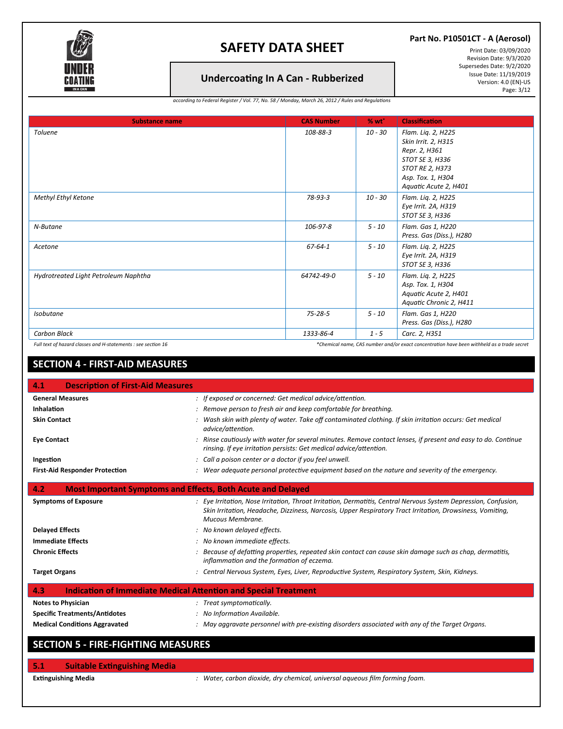| Substance name | CAS Number | % wt* | Classification |
|---|---|---|---|
| *Toluene* | *108-88-3* | *10 - 30* | *Flam. Liq. 2, H225*<br>*Skin Irrit. 2, H315*<br>*Repr. 2, H361*<br>*STOT SE 3, H336*<br>*STOT RE 2, H373*<br>*Asp. Tox. 1, H304*<br>*Aquatic Acute 2, H401* |
| *Methyl Ethyl Ketone* | *78-93-3* | *10 - 30* | *Flam. Liq. 2, H225*<br>*Eye Irrit. 2A, H319*<br>*STOT SE 3, H336* |
| *N-Butane* | *106-97-8* | *5 - 10* | *Flam. Gas 1, H220*<br>*Press. Gas (Diss.), H280* |
| *Acetone* | *67-64-1* | *5 - 10* | *Flam. Liq. 2, H225*<br>*Eye Irrit. 2A, H319*<br>*STOT SE 3, H336* |
| *Hydrotreated Light Petroleum Naphtha* | *64742-49-0* | *5 - 10* | *Flam. Liq. 2, H225*<br>*Asp. Tox. 1, H304*<br>*Aquatic Acute 2, H401*<br>*Aquatic Chronic 2, H411* |
| *Isobutane* | *75-28-5* | *5 - 10* | *Flam. Gas 1, H220*<br>*Press. Gas (Diss.), H280* |
| *Carbon Black* | *1333-86-4* | *1 - 5* | *Carc. 2, H351* |

*Full text of hazard classes and H-statements : see section 16*

**Chemical name, CAS number and/or exact concentration have been withheld as a trade secret*

## SECTION 4 - FIRST-AID MEASURES

### 4.1 Description of First-Aid Measures

**General Measures** : *If exposed or concerned: Get medical advice/attention.*

**Inhalation** : *Remove person to fresh air and keep comfortable for breathing.*

**Skin Contact** : *Wash skin with plenty of water. Take off contaminated clothing. If skin irritation occurs: Get medical advice/attention.*

**Eye Contact** : *Rinse cautiously with water for several minutes. Remove contact lenses, if present and easy to do. Continue rinsing. If eye irritation persists: Get medical advice/attention.*

**Ingestion** : *Call a poison center or a doctor if you feel unwell.*

**First-Aid Responder Protection** : *Wear adequate personal protective equipment based on the nature and severity of the emergency.*

### 4.2 Most Important Symptoms and Effects, Both Acute and Delayed

**Symptoms of Exposure** : *Eye Irritation, Nose Irritation, Throat Irritation, Dermatitis, Central Nervous System Depression, Confusion, Skin Irritation, Headache, Dizziness, Narcosis, Upper Respiratory Tract Irritation, Drowsiness, Vomiting, Mucous Membrane.*

**Delayed Effects** : *No known delayed effects.*

**Immediate Effects** : *No known immediate effects.*

**Chronic Effects** : *Because of defatting properties, repeated skin contact can cause skin damage such as chap, dermatitis, inflammation and the formation of eczema.*

**Target Organs** : *Central Nervous System, Eyes, Liver, Reproductive System, Respiratory System, Skin, Kidneys.*

### 4.3 Indication of Immediate Medical Attention and Special Treatment

**Notes to Physician** : *Treat symptomatically.*

**Specific Treatments/Antidotes** : *No Information Available.*

**Medical Conditions Aggravated** : *May aggravate personnel with pre-existing disorders associated with any of the Target Organs.*

## SECTION 5 - FIRE-FIGHTING MEASURES

### 5.1 Suitable Extinguishing Media

**Extinguishing Media** : *Water, carbon dioxide, dry chemical, universal aqueous film forming foam.*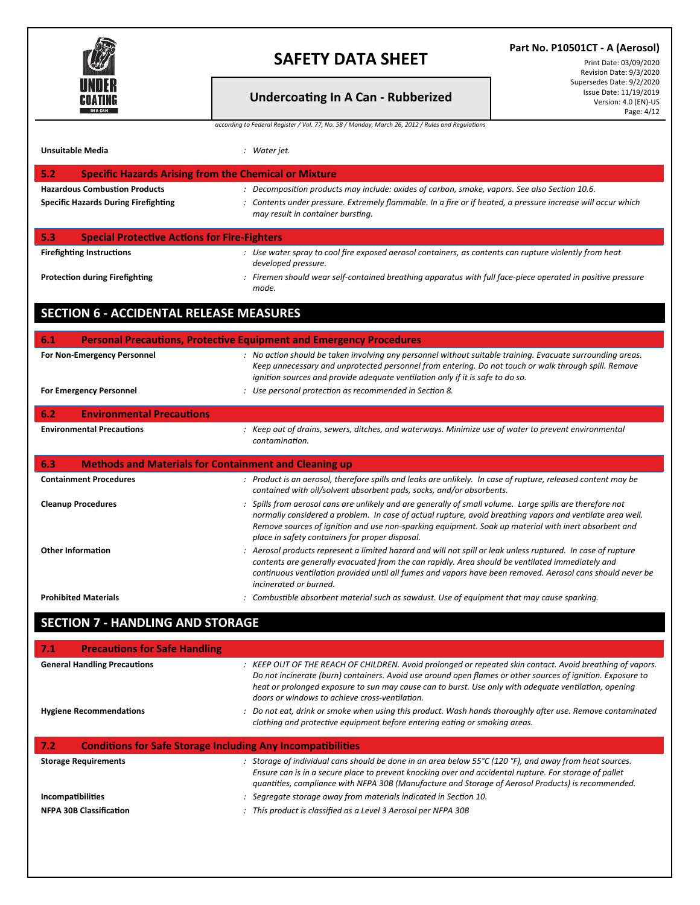**Unsuitable Media** : *Water jet.*

### 5.2 Specific Hazards Arising from the Chemical or Mixture

**Hazardous Combustion Products** : *Decomposition products may include: oxides of carbon, smoke, vapors. See also Section 10.6.*

**Specific Hazards During Firefighting** : *Contents under pressure. Extremely flammable. In a fire or if heated, a pressure increase will occur which may result in container bursting.*

### 5.3 Special Protective Actions for Fire-Fighters

**Firefighting Instructions** : *Use water spray to cool fire exposed aerosol containers, as contents can rupture violently from heat developed pressure.*

**Protection during Firefighting** : *Firemen should wear self-contained breathing apparatus with full face-piece operated in positive pressure mode.*

## SECTION 6 - ACCIDENTAL RELEASE MEASURES

### 6.1 Personal Precautions, Protective Equipment and Emergency Procedures

**For Non-Emergency Personnel** : *No action should be taken involving any personnel without suitable training. Evacuate surrounding areas. Keep unnecessary and unprotected personnel from entering. Do not touch or walk through spill. Remove ignition sources and provide adequate ventilation only if it is safe to do so.*

**For Emergency Personnel** : *Use personal protection as recommended in Section 8.*

### 6.2 Environmental Precautions

**Environmental Precautions** : *Keep out of drains, sewers, ditches, and waterways. Minimize use of water to prevent environmental contamination.*

### 6.3 Methods and Materials for Containment and Cleaning up

**Containment Procedures** : *Product is an aerosol, therefore spills and leaks are unlikely. In case of rupture, released content may be contained with oil/solvent absorbent pads, socks, and/or absorbents.*

**Cleanup Procedures** : *Spills from aerosol cans are unlikely and are generally of small volume. Large spills are therefore not normally considered a problem. In case of actual rupture, avoid breathing vapors and ventilate area well. Remove sources of ignition and use non-sparking equipment. Soak up material with inert absorbent and place in safety containers for proper disposal.*

**Other Information** : *Aerosol products represent a limited hazard and will not spill or leak unless ruptured. In case of rupture contents are generally evacuated from the can rapidly. Area should be ventilated immediately and continuous ventilation provided until all fumes and vapors have been removed. Aerosol cans should never be incinerated or burned.*

**Prohibited Materials** : *Combustible absorbent material such as sawdust. Use of equipment that may cause sparking.*

## SECTION 7 - HANDLING AND STORAGE

### 7.1 Precautions for Safe Handling

**General Handling Precautions** : *KEEP OUT OF THE REACH OF CHILDREN. Avoid prolonged or repeated skin contact. Avoid breathing of vapors. Do not incinerate (burn) containers. Avoid use around open flames or other sources of ignition. Exposure to heat or prolonged exposure to sun may cause can to burst. Use only with adequate ventilation, opening doors or windows to achieve cross-ventilation.*

**Hygiene Recommendations** : *Do not eat, drink or smoke when using this product. Wash hands thoroughly after use. Remove contaminated clothing and protective equipment before entering eating or smoking areas.*

### 7.2 Conditions for Safe Storage Including Any Incompatibilities

**Storage Requirements** : *Storage of individual cans should be done in an area below 55°C (120 °F), and away from heat sources. Ensure can is in a secure place to prevent knocking over and accidental rupture. For storage of pallet quantities, compliance with NFPA 30B (Manufacture and Storage of Aerosol Products) is recommended.*

**Incompatibilities** : *Segregate storage away from materials indicated in Section 10.*

**NFPA 30B Classification** : *This product is classified as a Level 3 Aerosol per NFPA 30B*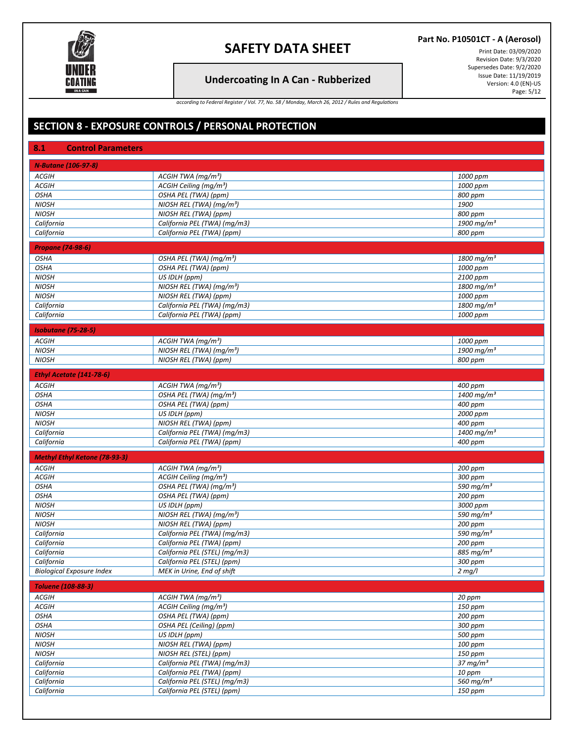## SECTION 8 - EXPOSURE CONTROLS / PERSONAL PROTECTION

### 8.1 Control Parameters

| **N-Butane (106-97-8)** | | |
|---|---|---|
| ACGIH | ACGIH TWA ($mg/m^3$) | 1000 ppm |
| ACGIH | ACGIH Ceiling ($mg/m^3$) | 1000 ppm |
| OSHA | OSHA PEL (TWA) (ppm) | 800 ppm |
| NIOSH | NIOSH REL (TWA) ($mg/m^3$) | 1900 |
| NIOSH | NIOSH REL (TWA) (ppm) | 800 ppm |
| California | California PEL (TWA) (mg/m3) | 1900 $mg/m^3$ |
| California | California PEL (TWA) (ppm) | 800 ppm |

| **Propane (74-98-6)** | | |
|---|---|---|
| OSHA | OSHA PEL (TWA) ($mg/m^3$) | 1800 $mg/m^3$ |
| OSHA | OSHA PEL (TWA) (ppm) | 1000 ppm |
| NIOSH | US IDLH (ppm) | 2100 ppm |
| NIOSH | NIOSH REL (TWA) ($mg/m^3$) | 1800 $mg/m^3$ |
| NIOSH | NIOSH REL (TWA) (ppm) | 1000 ppm |
| California | California PEL (TWA) (mg/m3) | 1800 $mg/m^3$ |
| California | California PEL (TWA) (ppm) | 1000 ppm |

| **Isobutane (75-28-5)** | | |
|---|---|---|
| ACGIH | ACGIH TWA ($mg/m^3$) | 1000 ppm |
| NIOSH | NIOSH REL (TWA) ($mg/m^3$) | 1900 $mg/m^3$ |
| NIOSH | NIOSH REL (TWA) (ppm) | 800 ppm |

| **Ethyl Acetate (141-78-6)** | | |
|---|---|---|
| ACGIH | ACGIH TWA ($mg/m^3$) | 400 ppm |
| OSHA | OSHA PEL (TWA) ($mg/m^3$) | 1400 $mg/m^3$ |
| OSHA | OSHA PEL (TWA) (ppm) | 400 ppm |
| NIOSH | US IDLH (ppm) | 2000 ppm |
| NIOSH | NIOSH REL (TWA) (ppm) | 400 ppm |
| California | California PEL (TWA) (mg/m3) | 1400 $mg/m^3$ |
| California | California PEL (TWA) (ppm) | 400 ppm |

| **Methyl Ethyl Ketone (78-93-3)** | | |
|---|---|---|
| ACGIH | ACGIH TWA ($mg/m^3$) | 200 ppm |
| ACGIH | ACGIH Ceiling ($mg/m^3$) | 300 ppm |
| OSHA | OSHA PEL (TWA) ($mg/m^3$) | 590 $mg/m^3$ |
| OSHA | OSHA PEL (TWA) (ppm) | 200 ppm |
| NIOSH | US IDLH (ppm) | 3000 ppm |
| NIOSH | NIOSH REL (TWA) ($mg/m^3$) | 590 $mg/m^3$ |
| NIOSH | NIOSH REL (TWA) (ppm) | 200 ppm |
| California | California PEL (TWA) (mg/m3) | 590 $mg/m^3$ |
| California | California PEL (TWA) (ppm) | 200 ppm |
| California | California PEL (STEL) (mg/m3) | 885 $mg/m^3$ |
| California | California PEL (STEL) (ppm) | 300 ppm |
| Biological Exposure Index | MEK in Urine, End of shift | 2 mg/l |

| **Toluene (108-88-3)** | | |
|---|---|---|
| ACGIH | ACGIH TWA ($mg/m^3$) | 20 ppm |
| ACGIH | ACGIH Ceiling ($mg/m^3$) | 150 ppm |
| OSHA | OSHA PEL (TWA) (ppm) | 200 ppm |
| OSHA | OSHA PEL (Ceiling) (ppm) | 300 ppm |
| NIOSH | US IDLH (ppm) | 500 ppm |
| NIOSH | NIOSH REL (TWA) (ppm) | 100 ppm |
| NIOSH | NIOSH REL (STEL) (ppm) | 150 ppm |
| California | California PEL (TWA) (mg/m3) | 37 $mg/m^3$ |
| California | California PEL (TWA) (ppm) | 10 ppm |
| California | California PEL (STEL) (mg/m3) | 560 $mg/m^3$ |
| California | California PEL (STEL) (ppm) | 150 ppm |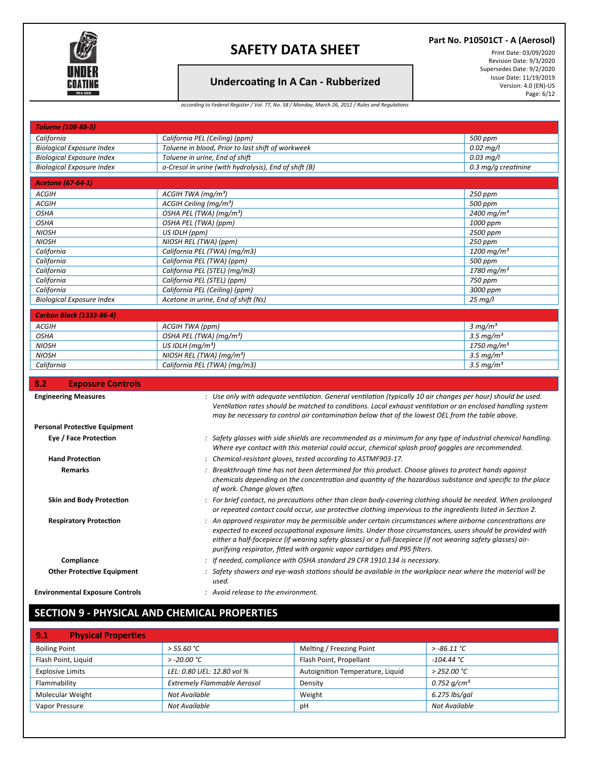| Toluene (108-88-3) | | |
|---|---|---|
| California | California PEL (Ceiling) (ppm) | 500 ppm |
| Biological Exposure Index | Toluene in blood, Prior to last shift of workweek | 0.02 mg/l |
| Biological Exposure Index | Toluene in urine, End of shift | 0.03 mg/l |
| Biological Exposure Index | o-Cresol in urine (with hydrolysis), End of shift (B) | 0.3 mg/g creatinine |

| Acetone (67-64-1) | | |
|---|---|---|
| ACGIH | ACGIH TWA (mg/m³) | 250 ppm |
| ACGIH | ACGIH Ceiling (mg/m³) | 500 ppm |
| OSHA | OSHA PEL (TWA) (mg/m³) | 2400 mg/m³ |
| OSHA | OSHA PEL (TWA) (ppm) | 1000 ppm |
| NIOSH | US IDLH (ppm) | 2500 ppm |
| NIOSH | NIOSH REL (TWA) (ppm) | 250 ppm |
| California | California PEL (TWA) (mg/m3) | 1200 mg/m³ |
| California | California PEL (TWA) (ppm) | 500 ppm |
| California | California PEL (STEL) (mg/m3) | 1780 mg/m³ |
| California | California PEL (STEL) (ppm) | 750 ppm |
| California | California PEL (Ceiling) (ppm) | 3000 ppm |
| Biological Exposure Index | Acetone in urine, End of shift (Ns) | 25 mg/l |

| Carbon Black (1333-86-4) | | |
|---|---|---|
| ACGIH | ACGIH TWA (ppm) | 3 mg/m³ |
| OSHA | OSHA PEL (TWA) (mg/m³) | 3.5 mg/m³ |
| NIOSH | US IDLH (mg/m³) | 1750 mg/m³ |
| NIOSH | NIOSH REL (TWA) (mg/m³) | 3.5 mg/m³ |
| California | California PEL (TWA) (mg/m3) | 3.5 mg/m³ |

### 8.2 Exposure Controls

**Engineering Measures** : *Use only with adequate ventilation. General ventilation (typically 10 air changes per hour) should be used. Ventilation rates should be matched to conditions. Local exhaust ventilation or an enclosed handling system may be necessary to control air contamination below that of the lowest OEL from the table above.*

**Personal Protective Equipment**

**Eye / Face Protection** : *Safety glasses with side shields are recommended as a minimum for any type of industrial chemical handling. Where eye contact with this material could occur, chemical splash proof goggles are recommended.*

**Hand Protection** : *Chemical-resistant gloves, tested according to ASTMF903-17.*

**Remarks** : *Breakthrough time has not been determined for this product. Choose gloves to protect hands against chemicals depending on the concentration and quantity of the hazardous substance and specific to the place of work. Change gloves often.*

**Skin and Body Protection** : *For brief contact, no precautions other than clean body-covering clothing should be needed. When prolonged or repeated contact could occur, use protective clothing impervious to the ingredients listed in Section 2.*

**Respiratory Protection** : *An approved respirator may be permissible under certain circumstances where airborne concentrations are expected to exceed occupational exposure limits. Under those circumstances, users should be provided with either a half-facepiece (if wearing safety glasses) or a full-facepiece (if not wearing safety glasses) air-purifying respirator, fitted with organic vapor cartidges and P95 filters.*

**Compliance** : *If needed, compliance with OSHA standard 29 CFR 1910.134 is necessary.*

**Other Protective Equipment** : *Safety showers and eye-wash stations should be available in the workplace near where the material will be used.*

**Environmental Exposure Controls** : *Avoid release to the environment.*

## SECTION 9 - PHYSICAL AND CHEMICAL PROPERTIES

### 9.1 Physical Properties

| Property | Value | Property | Value |
|---|---|---|---|
| Boiling Point | > 55.60 °C | Melting / Freezing Point | > -86.11 °C |
| Flash Point, Liquid | > -20.00 °C | Flash Point, Propellant | -104.44 °C |
| Explosive Limits | LEL: 0.80 UEL: 12.80 vol % | Autoignition Temperature, Liquid | > 252.00 °C |
| Flammability | Extremely Flammable Aerosol | Density | 0.752 g/cm³ |
| Molecular Weight | Not Available | Weight | 6.275 lbs/gal |
| Vapor Pressure | Not Available | pH | Not Available |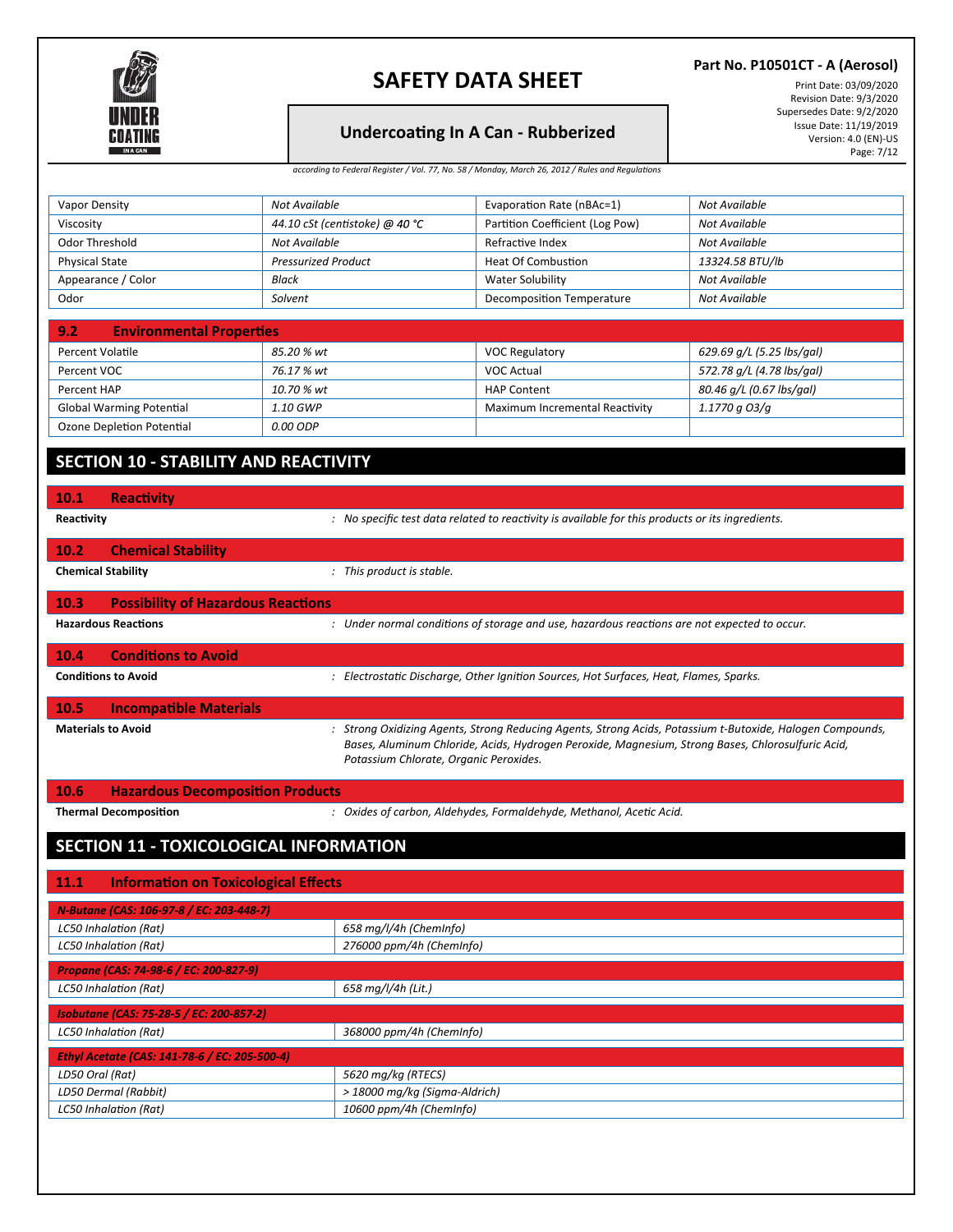| | | | |
|---|---|---|---|
| Vapor Density | *Not Available* | Evaporation Rate (nBAc=1) | *Not Available* |
| Viscosity | *44.10 cSt (centistoke) @ 40 °C* | Partition Coefficient (Log Pow) | *Not Available* |
| Odor Threshold | *Not Available* | Refractive Index | *Not Available* |
| Physical State | *Pressurized Product* | Heat Of Combustion | *13324.58 BTU/lb* |
| Appearance / Color | *Black* | Water Solubility | *Not Available* |
| Odor | *Solvent* | Decomposition Temperature | *Not Available* |

### 9.2 Environmental Properties

| | | | |
|---|---|---|---|
| Percent Volatile | *85.20 % wt* | VOC Regulatory | *629.69 g/L (5.25 lbs/gal)* |
| Percent VOC | *76.17 % wt* | VOC Actual | *572.78 g/L (4.78 lbs/gal)* |
| Percent HAP | *10.70 % wt* | HAP Content | *80.46 g/L (0.67 lbs/gal)* |
| Global Warming Potential | *1.10 GWP* | Maximum Incremental Reactivity | *1.1770 g O3/g* |
| Ozone Depletion Potential | *0.00 ODP* | | |

## SECTION 10 - STABILITY AND REACTIVITY

### 10.1 Reactivity

**Reactivity** : *No specific test data related to reactivity is available for this products or its ingredients.*

### 10.2 Chemical Stability

**Chemical Stability** : *This product is stable.*

### 10.3 Possibility of Hazardous Reactions

**Hazardous Reactions** : *Under normal conditions of storage and use, hazardous reactions are not expected to occur.*

### 10.4 Conditions to Avoid

**Conditions to Avoid** : *Electrostatic Discharge, Other Ignition Sources, Hot Surfaces, Heat, Flames, Sparks.*

### 10.5 Incompatible Materials

**Materials to Avoid** : *Strong Oxidizing Agents, Strong Reducing Agents, Strong Acids, Potassium t-Butoxide, Halogen Compounds, Bases, Aluminum Chloride, Acids, Hydrogen Peroxide, Magnesium, Strong Bases, Chlorosulfuric Acid, Potassium Chlorate, Organic Peroxides.*

### 10.6 Hazardous Decomposition Products

**Thermal Decomposition** : *Oxides of carbon, Aldehydes, Formaldehyde, Methanol, Acetic Acid.*

## SECTION 11 - TOXICOLOGICAL INFORMATION

### 11.1 Information on Toxicological Effects

| ***N-Butane (CAS: 106-97-8 / EC: 203-448-7)*** | |
|---|---|
| *LC50 Inhalation (Rat)* | *658 mg/l/4h (ChemInfo)* |
| *LC50 Inhalation (Rat)* | *276000 ppm/4h (ChemInfo)* |

| ***Propane (CAS: 74-98-6 / EC: 200-827-9)*** | |
|---|---|
| *LC50 Inhalation (Rat)* | *658 mg/l/4h (Lit.)* |

| ***Isobutane (CAS: 75-28-5 / EC: 200-857-2)*** | |
|---|---|
| *LC50 Inhalation (Rat)* | *368000 ppm/4h (ChemInfo)* |

| ***Ethyl Acetate (CAS: 141-78-6 / EC: 205-500-4)*** | |
|---|---|
| *LD50 Oral (Rat)* | *5620 mg/kg (RTECS)* |
| *LD50 Dermal (Rabbit)* | *> 18000 mg/kg (Sigma-Aldrich)* |
| *LC50 Inhalation (Rat)* | *10600 ppm/4h (ChemInfo)* |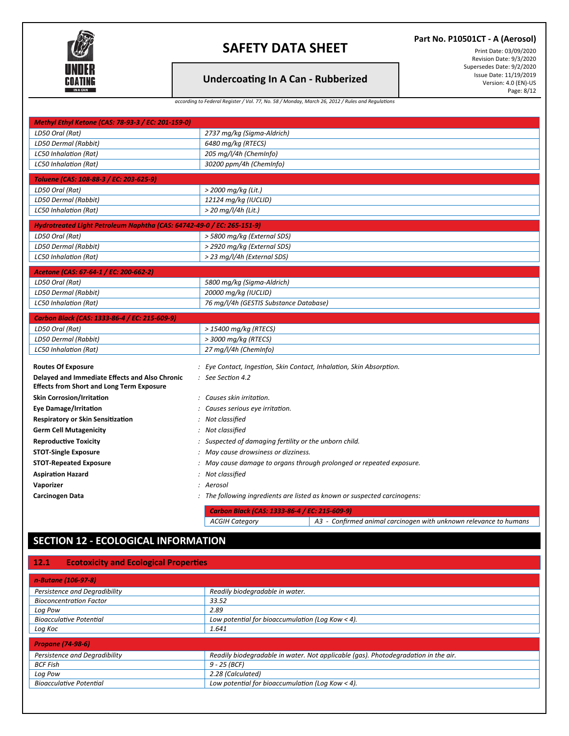| *Methyl Ethyl Ketone (CAS: 78-93-3 / EC: 201-159-0)* | |
|---|---|
| *LD50 Oral (Rat)* | *2737 mg/kg (Sigma-Aldrich)* |
| *LD50 Dermal (Rabbit)* | *6480 mg/kg (RTECS)* |
| *LC50 Inhalation (Rat)* | *205 mg/l/4h (ChemInfo)* |
| *LC50 Inhalation (Rat)* | *30200 ppm/4h (ChemInfo)* |

| *Toluene (CAS: 108-88-3 / EC: 203-625-9)* | |
|---|---|
| *LD50 Oral (Rat)* | *> 2000 mg/kg (Lit.)* |
| *LD50 Dermal (Rabbit)* | *12124 mg/kg (IUCLID)* |
| *LC50 Inhalation (Rat)* | *> 20 mg/l/4h (Lit.)* |

| *Hydrotreated Light Petroleum Naphtha (CAS: 64742-49-0 / EC: 265-151-9)* | |
|---|---|
| *LD50 Oral (Rat)* | *> 5800 mg/kg (External SDS)* |
| *LD50 Dermal (Rabbit)* | *> 2920 mg/kg (External SDS)* |
| *LC50 Inhalation (Rat)* | *> 23 mg/l/4h (External SDS)* |

| *Acetone (CAS: 67-64-1 / EC: 200-662-2)* | |
|---|---|
| *LD50 Oral (Rat)* | *5800 mg/kg (Sigma-Aldrich)* |
| *LD50 Dermal (Rabbit)* | *20000 mg/kg (IUCLID)* |
| *LC50 Inhalation (Rat)* | *76 mg/l/4h (GESTIS Substance Database)* |

| *Carbon Black (CAS: 1333-86-4 / EC: 215-609-9)* | |
|---|---|
| *LD50 Oral (Rat)* | *> 15400 mg/kg (RTECS)* |
| *LD50 Dermal (Rabbit)* | *> 3000 mg/kg (RTECS)* |
| *LC50 Inhalation (Rat)* | *27 mg/l/4h (ChemInfo)* |

**Routes Of Exposure** : *Eye Contact, Ingestion, Skin Contact, Inhalation, Skin Absorption.*

**Delayed and Immediate Effects and Also Chronic Effects from Short and Long Term Exposure** : *See Section 4.2*

**Skin Corrosion/Irritation** : *Causes skin irritation.*

**Eye Damage/Irritation** : *Causes serious eye irritation.*

**Respiratory or Skin Sensitization** : *Not classified*

**Germ Cell Mutagenicity** : *Not classified*

**Reproductive Toxicity** : *Suspected of damaging fertility or the unborn child.*

**STOT-Single Exposure** : *May cause drowsiness or dizziness.*

**STOT-Repeated Exposure** : *May cause damage to organs through prolonged or repeated exposure.*

**Aspiration Hazard** : *Not classified*

**Vaporizer** : *Aerosol*

**Carcinogen Data** : *The following ingredients are listed as known or suspected carcinogens:*

| *Carbon Black (CAS: 1333-86-4 / EC: 215-609-9)* | |
|---|---|
| *ACGIH Category* | *A3 - Confirmed animal carcinogen with unknown relevance to humans* |

## SECTION 12 - ECOLOGICAL INFORMATION

### 12.1 Ecotoxicity and Ecological Properties

| *n-Butane (106-97-8)* | |
|---|---|
| *Persistence and Degradibility* | *Readily biodegradable in water.* |
| *Bioconcentration Factor* | *33.52* |
| *Log Pow* | *2.89* |
| *Bioacculative Potential* | *Low potential for bioaccumulation (Log Kow < 4).* |
| *Log Koc* | *1.641* |

| *Propane (74-98-6)* | |
|---|---|
| *Persistence and Degradibility* | *Readily biodegradable in water. Not applicable (gas). Photodegradation in the air.* |
| *BCF Fish* | *9 - 25 (BCF)* |
| *Log Pow* | *2.28 (Calculated)* |
| *Bioacculative Potential* | *Low potential for bioaccumulation (Log Kow < 4).* |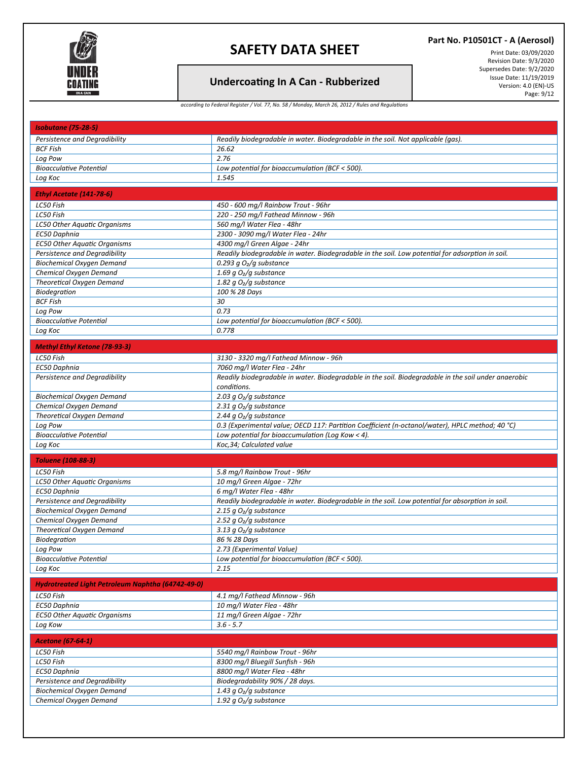| Isobutane (75-28-5) | |
|---|---|
| Persistence and Degradibility | Readily biodegradable in water. Biodegradable in the soil. Not applicable (gas). |
| BCF Fish | 26.62 |
| Log Pow | 2.76 |
| Bioacculative Potential | Low potential for bioaccumulation (BCF < 500). |
| Log Koc | 1.545 |

| Ethyl Acetate (141-78-6) | |
|---|---|
| LC50 Fish | 450 - 600 mg/l Rainbow Trout - 96hr |
| LC50 Fish | 220 - 250 mg/l Fathead Minnow - 96h |
| LC50 Other Aquatic Organisms | 560 mg/l Water Flea - 48hr |
| EC50 Daphnia | 2300 - 3090 mg/l Water Flea - 24hr |
| EC50 Other Aquatic Organisms | 4300 mg/l Green Algae - 24hr |
| Persistence and Degradibility | Readily biodegradable in water. Biodegradable in the soil. Low potential for adsorption in soil. |
| Biochemical Oxygen Demand | 0.293 g $O_2$/g substance |
| Chemical Oxygen Demand | 1.69 g $O_2$/g substance |
| Theoretical Oxygen Demand | 1.82 g $O_2$/g substance |
| Biodegration | 100 % 28 Days |
| BCF Fish | 30 |
| Log Pow | 0.73 |
| Bioacculative Potential | Low potential for bioaccumulation (BCF < 500). |
| Log Koc | 0.778 |

| Methyl Ethyl Ketone (78-93-3) | |
|---|---|
| LC50 Fish | 3130 - 3320 mg/l Fathead Minnow - 96h |
| EC50 Daphnia | 7060 mg/l Water Flea - 24hr |
| Persistence and Degradibility | Readily biodegradable in water. Biodegradable in the soil. Biodegradable in the soil under anaerobic conditions. |
| Biochemical Oxygen Demand | 2.03 g $O_2$/g substance |
| Chemical Oxygen Demand | 2.31 g $O_2$/g substance |
| Theoretical Oxygen Demand | 2.44 g $O_2$/g substance |
| Log Pow | 0.3 (Experimental value; OECD 117: Partition Coefficient (n-octanol/water), HPLC method; 40 °C) |
| Bioacculative Potential | Low potential for bioaccumulation (Log Kow < 4). |
| Log Koc | Koc,34; Calculated value |

| Toluene (108-88-3) | |
|---|---|
| LC50 Fish | 5.8 mg/l Rainbow Trout - 96hr |
| LC50 Other Aquatic Organisms | 10 mg/l Green Algae - 72hr |
| EC50 Daphnia | 6 mg/l Water Flea - 48hr |
| Persistence and Degradibility | Readily biodegradable in water. Biodegradable in the soil. Low potential for absorption in soil. |
| Biochemical Oxygen Demand | 2.15 g $O_2$/g substance |
| Chemical Oxygen Demand | 2.52 g $O_2$/g substance |
| Theoretical Oxygen Demand | 3.13 g $O_2$/g substance |
| Biodegration | 86 % 28 Days |
| Log Pow | 2.73 (Experimental Value) |
| Bioacculative Potential | Low potential for bioaccumulation (BCF < 500). |
| Log Koc | 2.15 |

| Hydrotreated Light Petroleum Naphtha (64742-49-0) | |
|---|---|
| LC50 Fish | 4.1 mg/l Fathead Minnow - 96h |
| EC50 Daphnia | 10 mg/l Water Flea - 48hr |
| EC50 Other Aquatic Organisms | 11 mg/l Green Algae - 72hr |
| Log Kow | 3.6 - 5.7 |

| Acetone (67-64-1) | |
|---|---|
| LC50 Fish | 5540 mg/l Rainbow Trout - 96hr |
| LC50 Fish | 8300 mg/l Bluegill Sunfish - 96h |
| EC50 Daphnia | 8800 mg/l Water Flea - 48hr |
| Persistence and Degradibility | Biodegradability 90% / 28 days. |
| Biochemical Oxygen Demand | 1.43 g $O_2$/g substance |
| Chemical Oxygen Demand | 1.92 g $O_2$/g substance |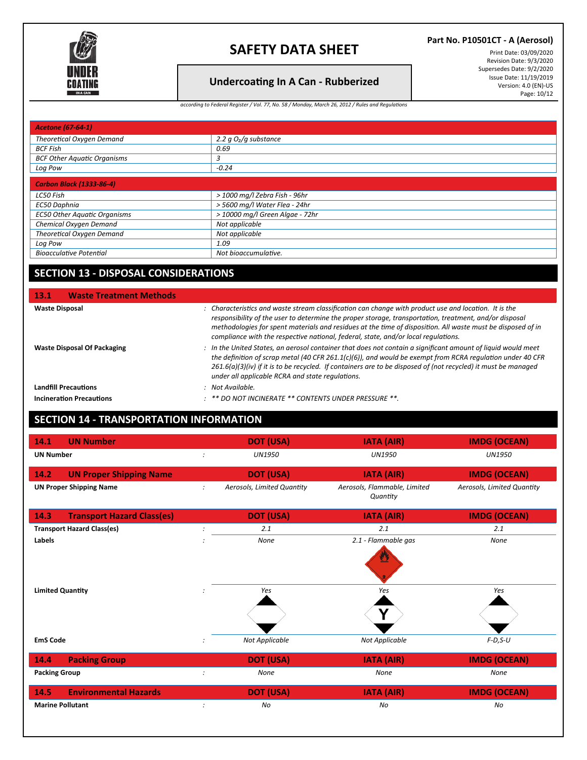| *Acetone (67-64-1)* | |
|---|---|
| *Theoretical Oxygen Demand* | *2.2 g $O_2$/g substance* |
| *BCF Fish* | *0.69* |
| *BCF Other Aquatic Organisms* | *3* |
| *Log Pow* | *-0.24* |

| *Carbon Black (1333-86-4)* | |
|---|---|
| *LC50 Fish* | *> 1000 mg/l Zebra Fish - 96hr* |
| *EC50 Daphnia* | *> 5600 mg/l Water Flea - 24hr* |
| *EC50 Other Aquatic Organisms* | *> 10000 mg/l Green Algae - 72hr* |
| *Chemical Oxygen Demand* | *Not applicable* |
| *Theoretical Oxygen Demand* | *Not applicable* |
| *Log Pow* | *1.09* |
| *Bioacculative Potential* | *Not bioaccumulative.* |

## SECTION 13 - DISPOSAL CONSIDERATIONS

### 13.1 Waste Treatment Methods

**Waste Disposal** : *Characteristics and waste stream classification can change with product use and location. It is the responsibility of the user to determine the proper storage, transportation, treatment, and/or disposal methodologies for spent materials and residues at the time of disposition. All waste must be disposed of in compliance with the respective national, federal, state, and/or local regulations.*

**Waste Disposal Of Packaging** : *In the United States, an aerosol container that does not contain a significant amount of liquid would meet the definition of scrap metal (40 CFR 261.1(c)(6)), and would be exempt from RCRA regulation under 40 CFR 261.6(a)(3)(iv) if it is to be recycled. If containers are to be disposed of (not recycled) it must be managed under all applicable RCRA and state regulations.*

**Landfill Precautions** : *Not Available.*

**Incineration Precautions** : *** DO NOT INCINERATE ** CONTENTS UNDER PRESSURE **.*

## SECTION 14 - TRANSPORTATION INFORMATION

| 14.1 UN Number | DOT (USA) | IATA (AIR) | IMDG (OCEAN) |
|---|---|---|---|
| **UN Number** | *UN1950* | *UN1950* | *UN1950* |

| 14.2 UN Proper Shipping Name | DOT (USA) | IATA (AIR) | IMDG (OCEAN) |
|---|---|---|---|
| **UN Proper Shipping Name** | *Aerosols, Limited Quantity* | *Aerosols, Flammable, Limited Quantity* | *Aerosols, Limited Quantity* |

| 14.3 Transport Hazard Class(es) | DOT (USA) | IATA (AIR) | IMDG (OCEAN) |
|---|---|---|---|
| **Transport Hazard Class(es)** | *2.1* | *2.1* | *2.1* |
| **Labels** | *None* | *2.1 - Flammable gas* | *None* |
| **Limited Quantity** | *Yes* | *Yes* | *Yes* |
| **EmS Code** | *Not Applicable* | *Not Applicable* | *F-D,S-U* |

| 14.4 Packing Group | DOT (USA) | IATA (AIR) | IMDG (OCEAN) |
|---|---|---|---|
| **Packing Group** | *None* | *None* | *None* |

| 14.5 Environmental Hazards | DOT (USA) | IATA (AIR) | IMDG (OCEAN) |
|---|---|---|---|
| **Marine Pollutant** | *No* | *No* | *No* |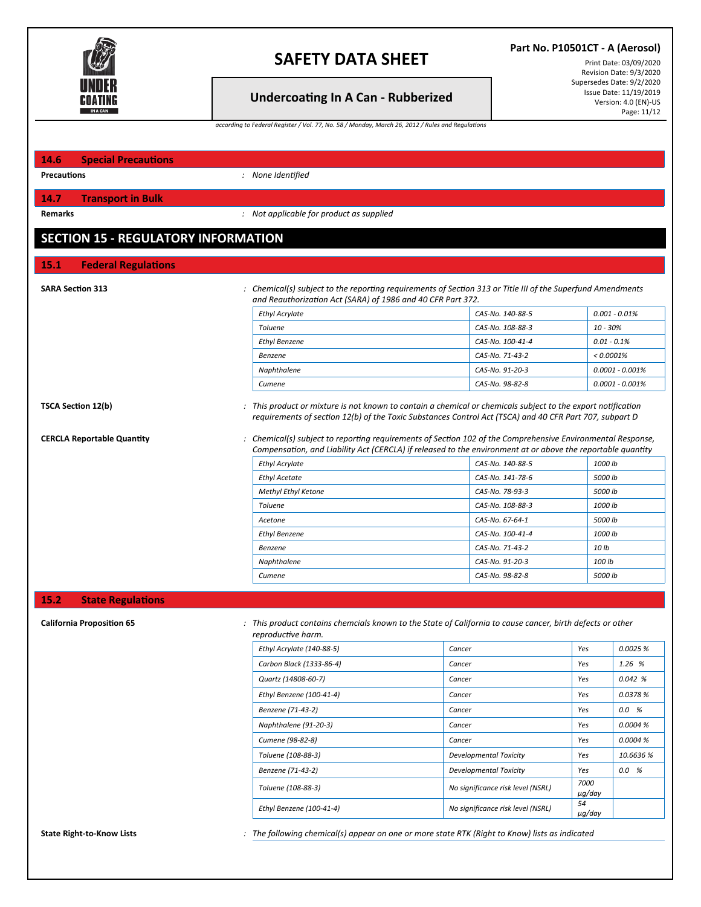## 14.6 Special Precautions

**Precautions** : *None Identified*

## 14.7 Transport in Bulk

**Remarks** : *Not applicable for product as supplied*

# SECTION 15 - REGULATORY INFORMATION

## 15.1 Federal Regulations

**SARA Section 313** : *Chemical(s) subject to the reporting requirements of Section 313 or Title III of the Superfund Amendments and Reauthorization Act (SARA) of 1986 and 40 CFR Part 372.*

| | | |
|---|---|---|
| *Ethyl Acrylate* | *CAS-No. 140-88-5* | *0.001 - 0.01%* |
| *Toluene* | *CAS-No. 108-88-3* | *10 - 30%* |
| *Ethyl Benzene* | *CAS-No. 100-41-4* | *0.01 - 0.1%* |
| *Benzene* | *CAS-No. 71-43-2* | *< 0.0001%* |
| *Naphthalene* | *CAS-No. 91-20-3* | *0.0001 - 0.001%* |
| *Cumene* | *CAS-No. 98-82-8* | *0.0001 - 0.001%* |

**TSCA Section 12(b)** : *This product or mixture is not known to contain a chemical or chemicals subject to the export notification requirements of section 12(b) of the Toxic Substances Control Act (TSCA) and 40 CFR Part 707, subpart D*

**CERCLA Reportable Quantity** : *Chemical(s) subject to reporting requirements of Section 102 of the Comprehensive Environmental Response, Compensation, and Liability Act (CERCLA) if released to the environment at or above the reportable quantity*

| | | |
|---|---|---|
| *Ethyl Acrylate* | *CAS-No. 140-88-5* | *1000 lb* |
| *Ethyl Acetate* | *CAS-No. 141-78-6* | *5000 lb* |
| *Methyl Ethyl Ketone* | *CAS-No. 78-93-3* | *5000 lb* |
| *Toluene* | *CAS-No. 108-88-3* | *1000 lb* |
| *Acetone* | *CAS-No. 67-64-1* | *5000 lb* |
| *Ethyl Benzene* | *CAS-No. 100-41-4* | *1000 lb* |
| *Benzene* | *CAS-No. 71-43-2* | *10 lb* |
| *Naphthalene* | *CAS-No. 91-20-3* | *100 lb* |
| *Cumene* | *CAS-No. 98-82-8* | *5000 lb* |

## 15.2 State Regulations

**California Proposition 65** : *This product contains chemcials known to the State of California to cause cancer, birth defects or other reproductive harm.*

| | | | |
|---|---|---|---|
| *Ethyl Acrylate (140-88-5)* | *Cancer* | *Yes* | *0.0025 %* |
| *Carbon Black (1333-86-4)* | *Cancer* | *Yes* | *1.26 %* |
| *Quartz (14808-60-7)* | *Cancer* | *Yes* | *0.042 %* |
| *Ethyl Benzene (100-41-4)* | *Cancer* | *Yes* | *0.0378 %* |
| *Benzene (71-43-2)* | *Cancer* | *Yes* | *0.0 %* |
| *Naphthalene (91-20-3)* | *Cancer* | *Yes* | *0.0004 %* |
| *Cumene (98-82-8)* | *Cancer* | *Yes* | *0.0004 %* |
| *Toluene (108-88-3)* | *Developmental Toxicity* | *Yes* | *10.6636 %* |
| *Benzene (71-43-2)* | *Developmental Toxicity* | *Yes* | *0.0 %* |
| *Toluene (108-88-3)* | *No significance risk level (NSRL)* | *7000 µg/day* | |
| *Ethyl Benzene (100-41-4)* | *No significance risk level (NSRL)* | *54 µg/day* | |

**State Right-to-Know Lists** : *The following chemical(s) appear on one or more state RTK (Right to Know) lists as indicated*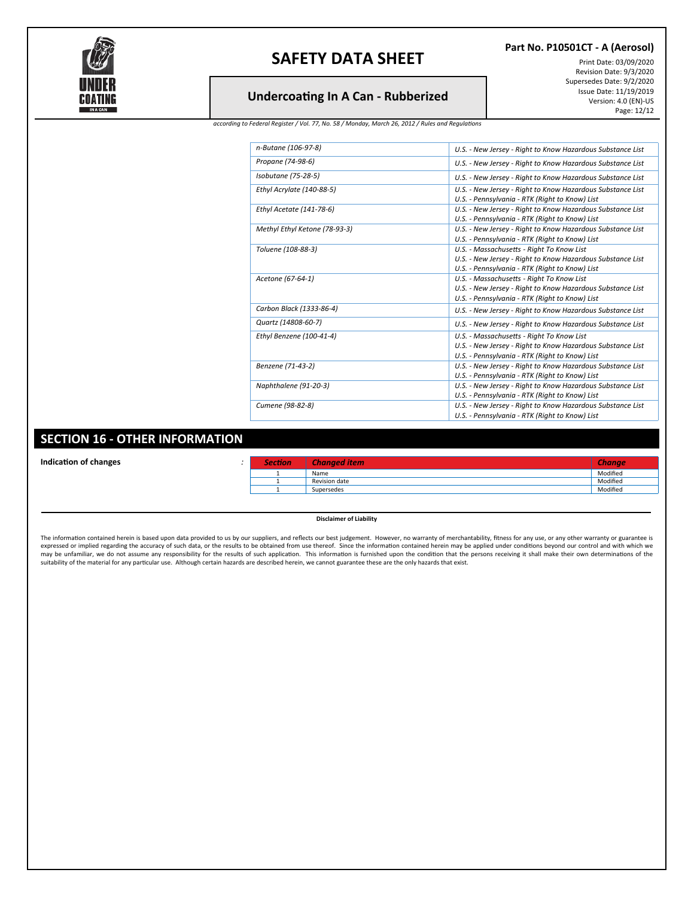| | |
|---|---|
| n-Butane (106-97-8) | U.S. - New Jersey - Right to Know Hazardous Substance List |
| Propane (74-98-6) | U.S. - New Jersey - Right to Know Hazardous Substance List |
| Isobutane (75-28-5) | U.S. - New Jersey - Right to Know Hazardous Substance List |
| Ethyl Acrylate (140-88-5) | U.S. - New Jersey - Right to Know Hazardous Substance List<br>U.S. - Pennsylvania - RTK (Right to Know) List |
| Ethyl Acetate (141-78-6) | U.S. - New Jersey - Right to Know Hazardous Substance List<br>U.S. - Pennsylvania - RTK (Right to Know) List |
| Methyl Ethyl Ketone (78-93-3) | U.S. - New Jersey - Right to Know Hazardous Substance List<br>U.S. - Pennsylvania - RTK (Right to Know) List |
| Toluene (108-88-3) | U.S. - Massachusetts - Right To Know List<br>U.S. - New Jersey - Right to Know Hazardous Substance List<br>U.S. - Pennsylvania - RTK (Right to Know) List |
| Acetone (67-64-1) | U.S. - Massachusetts - Right To Know List<br>U.S. - New Jersey - Right to Know Hazardous Substance List<br>U.S. - Pennsylvania - RTK (Right to Know) List |
| Carbon Black (1333-86-4) | U.S. - New Jersey - Right to Know Hazardous Substance List |
| Quartz (14808-60-7) | U.S. - New Jersey - Right to Know Hazardous Substance List |
| Ethyl Benzene (100-41-4) | U.S. - Massachusetts - Right To Know List<br>U.S. - New Jersey - Right to Know Hazardous Substance List<br>U.S. - Pennsylvania - RTK (Right to Know) List |
| Benzene (71-43-2) | U.S. - New Jersey - Right to Know Hazardous Substance List<br>U.S. - Pennsylvania - RTK (Right to Know) List |
| Naphthalene (91-20-3) | U.S. - New Jersey - Right to Know Hazardous Substance List<br>U.S. - Pennsylvania - RTK (Right to Know) List |
| Cumene (98-82-8) | U.S. - New Jersey - Right to Know Hazardous Substance List<br>U.S. - Pennsylvania - RTK (Right to Know) List |

## SECTION 16 - OTHER INFORMATION

**Indication of changes** :

| Section | Changed item | Change |
|---|---|---|
| 1 | Name | Modified |
| 1 | Revision date | Modified |
| 1 | Supersedes | Modified |

**Disclaimer of Liability**

The information contained herein is based upon data provided to us by our suppliers, and reflects our best judgement. However, no warranty of merchantability, fitness for any use, or any other warranty or guarantee is expressed or implied regarding the accuracy of such data, or the results to be obtained from use thereof. Since the information contained herein may be applied under conditions beyond our control and with which we may be unfamiliar, we do not assume any responsibility for the results of such application. This information is furnished upon the condition that the persons receiving it shall make their own determinations of the suitability of the material for any particular use. Although certain hazards are described herein, we cannot guarantee these are the only hazards that exist.